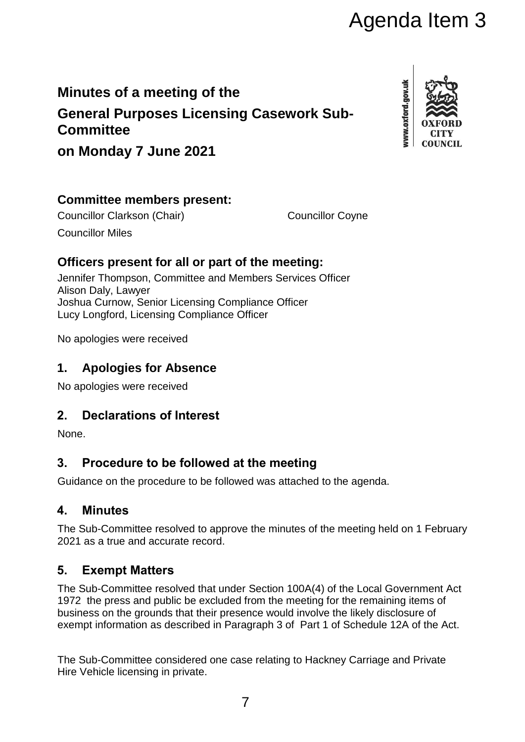Agenda Item 3

# Minutes of a meeting of the General Purposes Licensing Casework Sub-Committee on Monday 7 June 2021

## Committee members present:

Councillor Clarkson (Chair)
Councillor Coyne
Councillor Miles

## Officers present for all or part of the meeting:

Jennifer Thompson, Committee and Members Services Officer
Alison Daly, Lawyer
Joshua Curnow, Senior Licensing Compliance Officer
Lucy Longford, Licensing Compliance Officer

No apologies were received

## 1. Apologies for Absence

No apologies were received

## 2. Declarations of Interest

None.

## 3. Procedure to be followed at the meeting

Guidance on the procedure to be followed was attached to the agenda.

## 4. Minutes

The Sub-Committee resolved to approve the minutes of the meeting held on 1 February 2021 as a true and accurate record.

## 5. Exempt Matters

The Sub-Committee resolved that under Section 100A(4) of the Local Government Act 1972 the press and public be excluded from the meeting for the remaining items of business on the grounds that their presence would involve the likely disclosure of exempt information as described in Paragraph 3 of Part 1 of Schedule 12A of the Act.

The Sub-Committee considered one case relating to Hackney Carriage and Private Hire Vehicle licensing in private.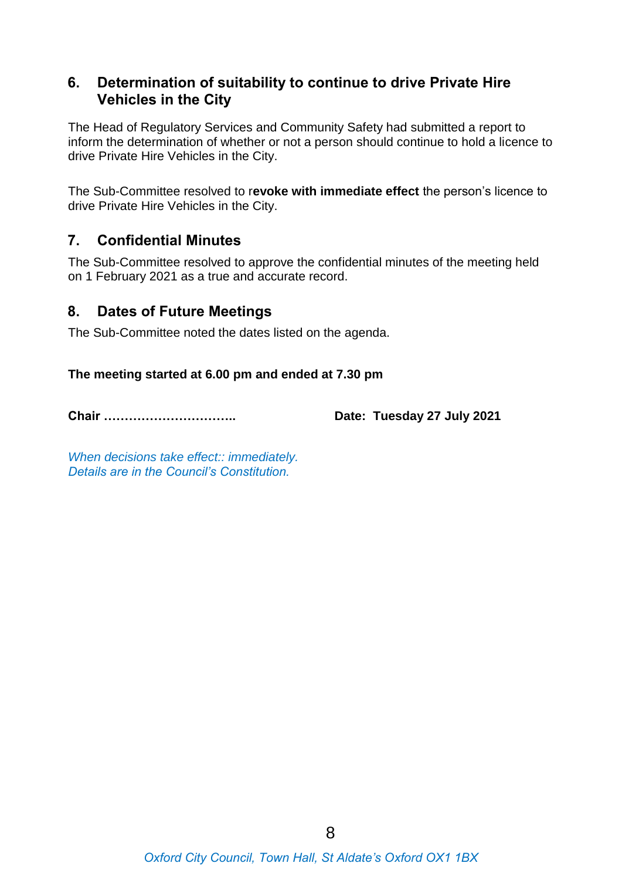## 6. Determination of suitability to continue to drive Private Hire Vehicles in the City

The Head of Regulatory Services and Community Safety had submitted a report to inform the determination of whether or not a person should continue to hold a licence to drive Private Hire Vehicles in the City.

The Sub-Committee resolved to r**evoke with immediate effect** the person's licence to drive Private Hire Vehicles in the City.

## 7. Confidential Minutes

The Sub-Committee resolved to approve the confidential minutes of the meeting held on 1 February 2021 as a true and accurate record.

## 8. Dates of Future Meetings

The Sub-Committee noted the dates listed on the agenda.

**The meeting started at 6.00 pm and ended at 7.30 pm**

**Chair …………………………..** **Date: Tuesday 27 July 2021**

*When decisions take effect:: immediately.*
*Details are in the Council's Constitution.*